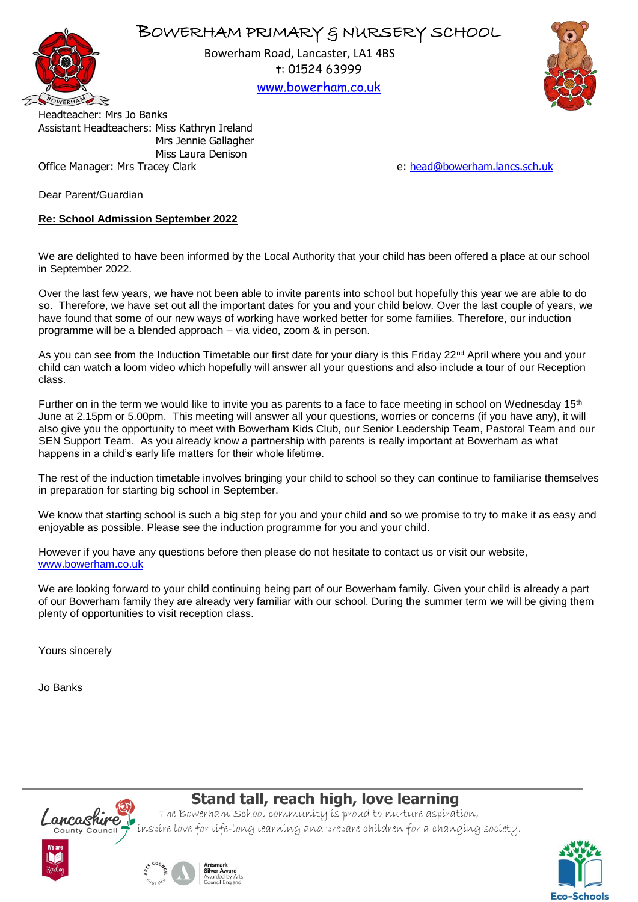# BOWERHAM PRIMARY & NURSERY SCHOOL

Bowerham Road, Lancaster, LA1 4BS
t: 01524 63999
www.bowerham.co.uk

Headteacher: Mrs Jo Banks
Assistant Headteachers: Miss Kathryn Ireland
Mrs Jennie Gallagher
Miss Laura Denison
Office Manager: Mrs Tracey Clark

e: head@bowerham.lancs.sch.uk

Dear Parent/Guardian

**Re: School Admission September 2022**

We are delighted to have been informed by the Local Authority that your child has been offered a place at our school in September 2022.

Over the last few years, we have not been able to invite parents into school but hopefully this year we are able to do so. Therefore, we have set out all the important dates for you and your child below. Over the last couple of years, we have found that some of our new ways of working have worked better for some families. Therefore, our induction programme will be a blended approach – via video, zoom & in person.

As you can see from the Induction Timetable our first date for your diary is this Friday 22nd April where you and your child can watch a loom video which hopefully will answer all your questions and also include a tour of our Reception class.

Further on in the term we would like to invite you as parents to a face to face meeting in school on Wednesday 15th June at 2.15pm or 5.00pm. This meeting will answer all your questions, worries or concerns (if you have any), it will also give you the opportunity to meet with Bowerham Kids Club, our Senior Leadership Team, Pastoral Team and our SEN Support Team. As you already know a partnership with parents is really important at Bowerham as what happens in a child's early life matters for their whole lifetime.

The rest of the induction timetable involves bringing your child to school so they can continue to familiarise themselves in preparation for starting big school in September.

We know that starting school is such a big step for you and your child and so we promise to try to make it as easy and enjoyable as possible. Please see the induction programme for you and your child.

However if you have any questions before then please do not hesitate to contact us or visit our website, www.bowerham.co.uk

We are looking forward to your child continuing being part of our Bowerham family. Given your child is already a part of our Bowerham family they are already very familiar with our school. During the summer term we will be giving them plenty of opportunities to visit reception class.

Yours sincerely

Jo Banks

**Stand tall, reach high, love learning**

*The Bowerham School community is proud to nurture aspiration, inspire love for life-long learning and prepare children for a changing society.*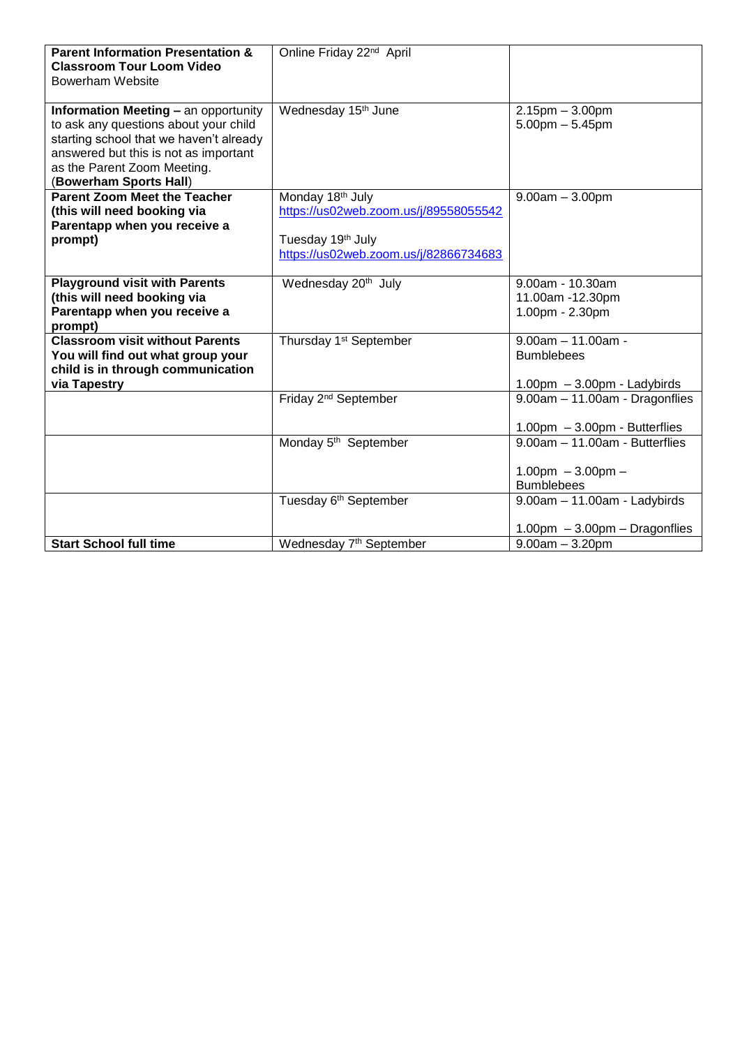| | | |
|---|---|---|
| **Parent Information Presentation & Classroom Tour Loom Video** Bowerham Website | Online Friday 22nd April | |
| **Information Meeting –** an opportunity to ask any questions about your child starting school that we haven't already answered but this is not as important as the Parent Zoom Meeting. (**Bowerham Sports Hall**) | Wednesday 15th June | 2.15pm – 3.00pm<br>5.00pm – 5.45pm |
| **Parent Zoom Meet the Teacher (this will need booking via Parentapp when you receive a prompt)** | Monday 18th July<br>https://us02web.zoom.us/j/89558055542<br><br>Tuesday 19th July<br>https://us02web.zoom.us/j/82866734683 | 9.00am – 3.00pm |
| **Playground visit with Parents (this will need booking via Parentapp when you receive a prompt)** | Wednesday 20th July | 9.00am - 10.30am<br>11.00am -12.30pm<br>1.00pm - 2.30pm |
| **Classroom visit without Parents You will find out what group your child is in through communication via Tapestry** | Thursday 1st September | 9.00am – 11.00am - Bumblebees<br><br>1.00pm – 3.00pm - Ladybirds |
| | Friday 2nd September | 9.00am – 11.00am - Dragonflies<br><br>1.00pm – 3.00pm - Butterflies |
| | Monday 5th September | 9.00am – 11.00am - Butterflies<br><br>1.00pm – 3.00pm – Bumblebees |
| | Tuesday 6th September | 9.00am – 11.00am - Ladybirds<br><br>1.00pm – 3.00pm – Dragonflies |
| **Start School full time** | Wednesday 7th September | 9.00am – 3.20pm |